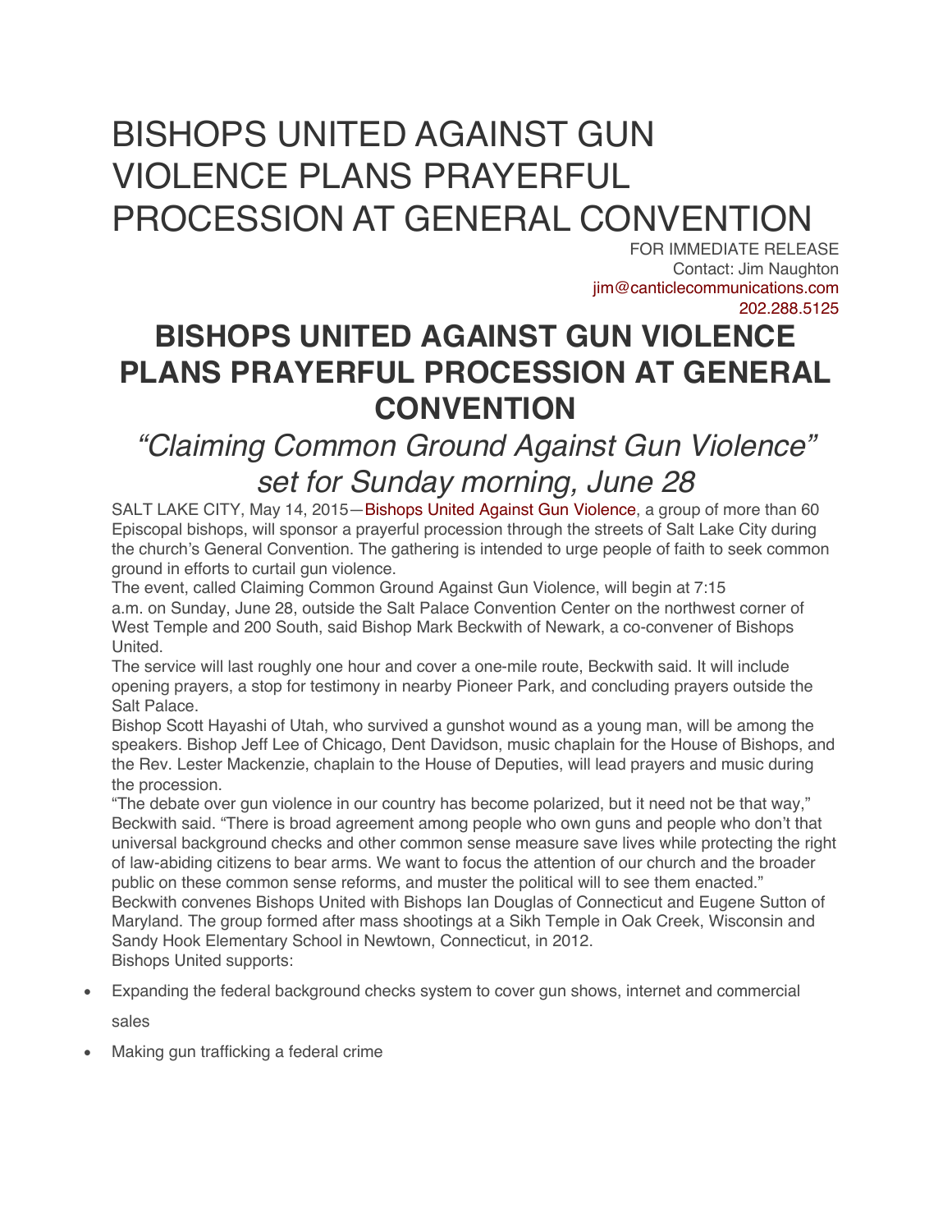# BISHOPS UNITED AGAINST GUN VIOLENCE PLANS PRAYERFUL PROCESSION AT GENERAL CONVENTION

FOR IMMEDIATE RELEASE
Contact: Jim Naughton
jim@canticlecommunications.com
202.288.5125

## BISHOPS UNITED AGAINST GUN VIOLENCE PLANS PRAYERFUL PROCESSION AT GENERAL CONVENTION

### *"Claiming Common Ground Against Gun Violence" set for Sunday morning, June 28*

SALT LAKE CITY, May 14, 2015—Bishops United Against Gun Violence, a group of more than 60 Episcopal bishops, will sponsor a prayerful procession through the streets of Salt Lake City during the church's General Convention. The gathering is intended to urge people of faith to seek common ground in efforts to curtail gun violence.

The event, called Claiming Common Ground Against Gun Violence, will begin at 7:15 a.m. on Sunday, June 28, outside the Salt Palace Convention Center on the northwest corner of West Temple and 200 South, said Bishop Mark Beckwith of Newark, a co-convener of Bishops United.

The service will last roughly one hour and cover a one-mile route, Beckwith said. It will include opening prayers, a stop for testimony in nearby Pioneer Park, and concluding prayers outside the Salt Palace.

Bishop Scott Hayashi of Utah, who survived a gunshot wound as a young man, will be among the speakers. Bishop Jeff Lee of Chicago, Dent Davidson, music chaplain for the House of Bishops, and the Rev. Lester Mackenzie, chaplain to the House of Deputies, will lead prayers and music during the procession.

"The debate over gun violence in our country has become polarized, but it need not be that way," Beckwith said. "There is broad agreement among people who own guns and people who don't that universal background checks and other common sense measure save lives while protecting the right of law-abiding citizens to bear arms. We want to focus the attention of our church and the broader public on these common sense reforms, and muster the political will to see them enacted."

Beckwith convenes Bishops United with Bishops Ian Douglas of Connecticut and Eugene Sutton of Maryland. The group formed after mass shootings at a Sikh Temple in Oak Creek, Wisconsin and Sandy Hook Elementary School in Newtown, Connecticut, in 2012.

Bishops United supports:

- Expanding the federal background checks system to cover gun shows, internet and commercial sales
- Making gun trafficking a federal crime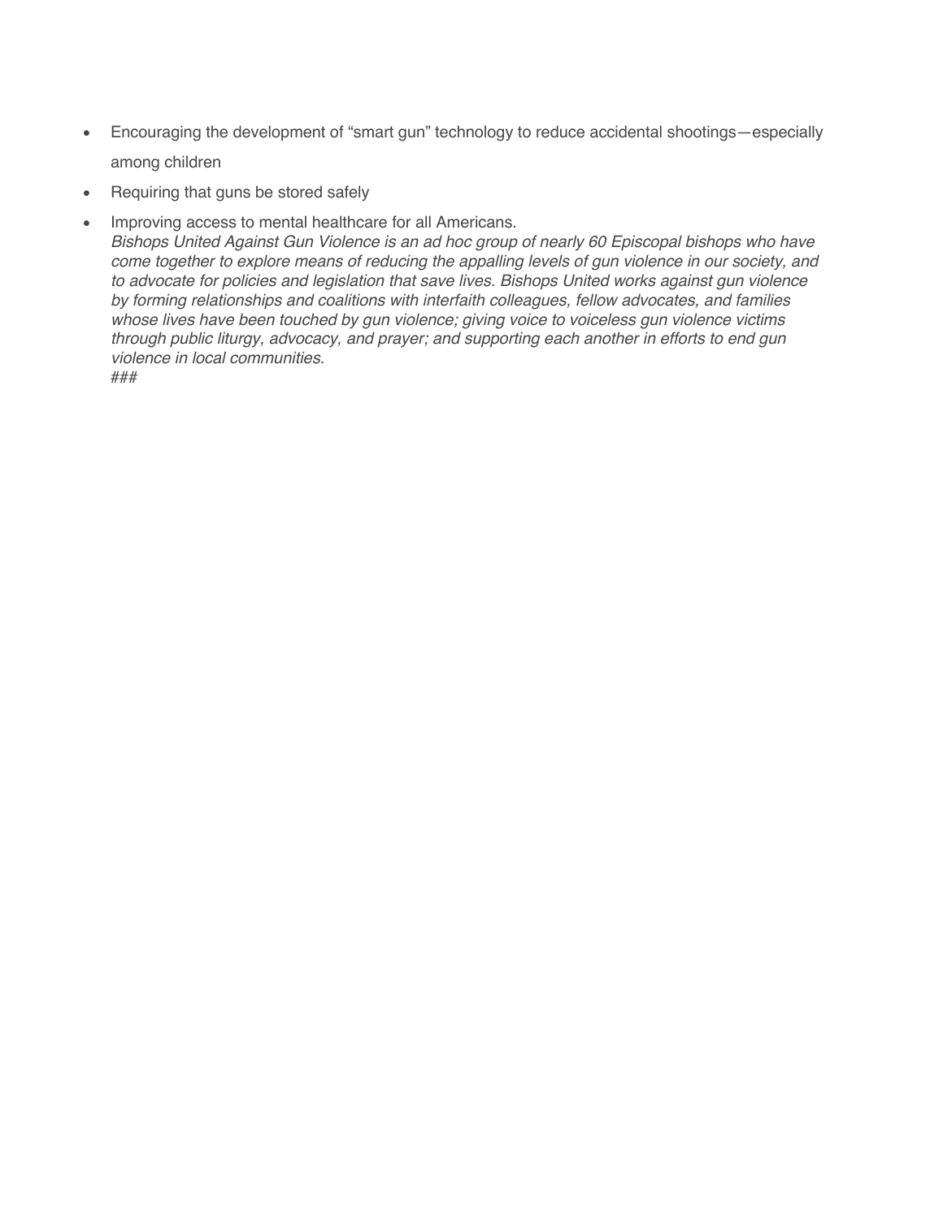- Encouraging the development of "smart gun" technology to reduce accidental shootings—especially among children
- Requiring that guns be stored safely
- Improving access to mental healthcare for all Americans.

*Bishops United Against Gun Violence is an ad hoc group of nearly 60 Episcopal bishops who have come together to explore means of reducing the appalling levels of gun violence in our society, and to advocate for policies and legislation that save lives. Bishops United works against gun violence by forming relationships and coalitions with interfaith colleagues, fellow advocates, and families whose lives have been touched by gun violence; giving voice to voiceless gun violence victims through public liturgy, advocacy, and prayer; and supporting each another in efforts to end gun violence in local communities.*

*###*